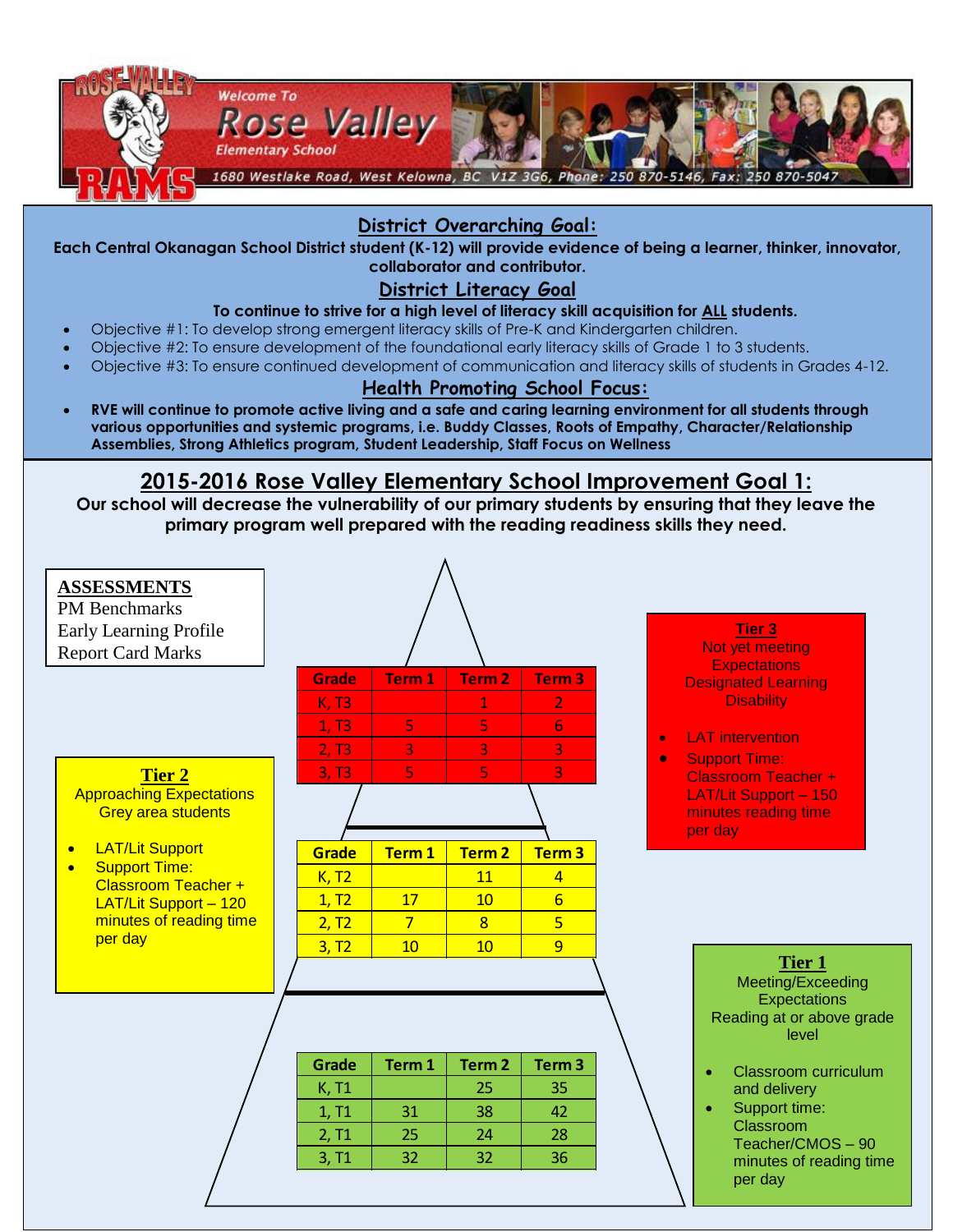# Welcome To Rose Valley Elementary School

ROSE VALLEY RAMS

1680 Westlake Road, West Kelowna, BC V1Z 3G6, Phone: 250 870-5146, Fax: 250 870-5047

## District Overarching Goal:

**Each Central Okanagan School District student (K-12) will provide evidence of being a learner, thinker, innovator, collaborator and contributor.**

## District Literacy Goal

**To continue to strive for a high level of literacy skill acquisition for ALL students.**

- Objective #1: To develop strong emergent literacy skills of Pre-K and Kindergarten children.
- Objective #2: To ensure development of the foundational early literacy skills of Grade 1 to 3 students.
- Objective #3: To ensure continued development of communication and literacy skills of students in Grades 4-12.

## Health Promoting School Focus:

- **RVE will continue to promote active living and a safe and caring learning environment for all students through various opportunities and systemic programs, i.e. Buddy Classes, Roots of Empathy, Character/Relationship Assemblies, Strong Athletics program, Student Leadership, Staff Focus on Wellness**

## 2015-2016 Rose Valley Elementary School Improvement Goal 1:

**Our school will decrease the vulnerability of our primary students by ensuring that they leave the primary program well prepared with the reading readiness skills they need.**

**ASSESSMENTS**
PM Benchmarks
Early Learning Profile
Report Card Marks

**Tier 3**
Not yet meeting Expectations
Designated Learning Disability

- LAT intervention
- Support Time: Classroom Teacher + LAT/Lit Support – 150 minutes reading time per day

| Grade | Term 1 | Term 2 | Term 3 |
|---|---|---|---|
| K, T3 | | 1 | 2 |
| 1, T3 | 5 | 5 | 6 |
| 2, T3 | 3 | 3 | 3 |
| 3, T3 | 5 | 5 | 3 |

**Tier 2**
Approaching Expectations
Grey area students

- LAT/Lit Support
- Support Time: Classroom Teacher + LAT/Lit Support – 120 minutes of reading time per day

| Grade | Term 1 | Term 2 | Term 3 |
|---|---|---|---|
| K, T2 | | 11 | 4 |
| 1, T2 | 17 | 10 | 6 |
| 2, T2 | 7 | 8 | 5 |
| 3, T2 | 10 | 10 | 9 |

**Tier 1**
Meeting/Exceeding Expectations
Reading at or above grade level

- Classroom curriculum and delivery
- Support time: Classroom Teacher/CMOS – 90 minutes of reading time per day

| Grade | Term 1 | Term 2 | Term 3 |
|---|---|---|---|
| K, T1 | | 25 | 35 |
| 1, T1 | 31 | 38 | 42 |
| 2, T1 | 25 | 24 | 28 |
| 3, T1 | 32 | 32 | 36 |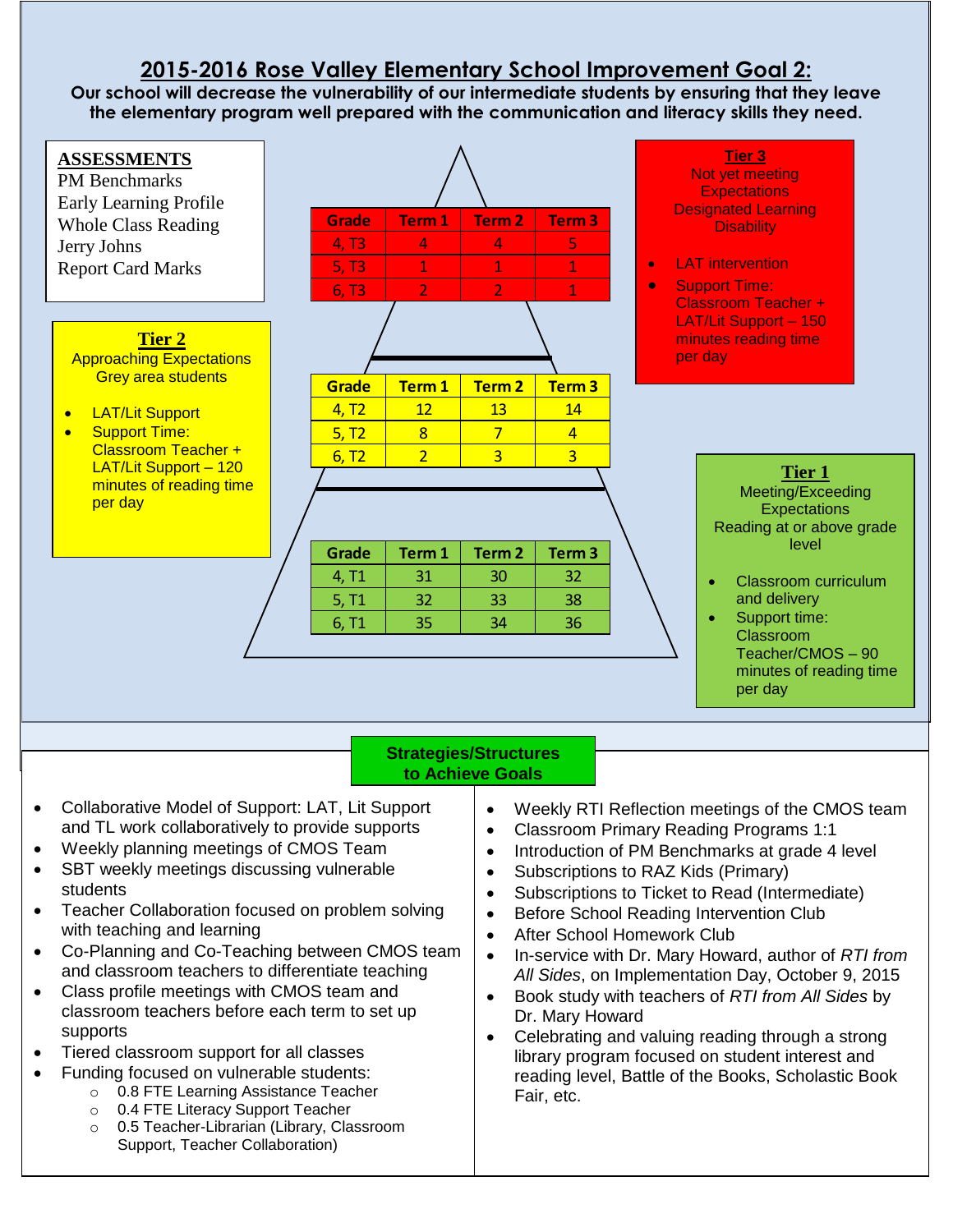# 2015-2016 Rose Valley Elementary School Improvement Goal 2:

**Our school will decrease the vulnerability of our intermediate students by ensuring that they leave the elementary program well prepared with the communication and literacy skills they need.**

**ASSESSMENTS**

PM Benchmarks
Early Learning Profile
Whole Class Reading
Jerry Johns
Report Card Marks

**Tier 3**

Not yet meeting Expectations
Designated Learning Disability

- LAT intervention
- Support Time: Classroom Teacher + LAT/Lit Support – 150 minutes reading time per day

| Grade | Term 1 | Term 2 | Term 3 |
|---|---|---|---|
| 4, T3 | 4 | 4 | 5 |
| 5, T3 | 1 | 1 | 1 |
| 6, T3 | 2 | 2 | 1 |

**Tier 2**

Approaching Expectations
Grey area students

- LAT/Lit Support
- Support Time: Classroom Teacher + LAT/Lit Support – 120 minutes of reading time per day

| Grade | Term 1 | Term 2 | Term 3 |
|---|---|---|---|
| 4, T2 | 12 | 13 | 14 |
| 5, T2 | 8 | 7 | 4 |
| 6, T2 | 2 | 3 | 3 |

**Tier 1**

Meeting/Exceeding Expectations
Reading at or above grade level

- Classroom curriculum and delivery
- Support time: Classroom Teacher/CMOS – 90 minutes of reading time per day

| Grade | Term 1 | Term 2 | Term 3 |
|---|---|---|---|
| 4, T1 | 31 | 30 | 32 |
| 5, T1 | 32 | 33 | 38 |
| 6, T1 | 35 | 34 | 36 |

## Strategies/Structures to Achieve Goals

- Collaborative Model of Support: LAT, Lit Support and TL work collaboratively to provide supports
- Weekly planning meetings of CMOS Team
- SBT weekly meetings discussing vulnerable students
- Teacher Collaboration focused on problem solving with teaching and learning
- Co-Planning and Co-Teaching between CMOS team and classroom teachers to differentiate teaching
- Class profile meetings with CMOS team and classroom teachers before each term to set up supports
- Tiered classroom support for all classes
- Funding focused on vulnerable students:
  - 0.8 FTE Learning Assistance Teacher
  - 0.4 FTE Literacy Support Teacher
  - 0.5 Teacher-Librarian (Library, Classroom Support, Teacher Collaboration)
- Weekly RTI Reflection meetings of the CMOS team
- Classroom Primary Reading Programs 1:1
- Introduction of PM Benchmarks at grade 4 level
- Subscriptions to RAZ Kids (Primary)
- Subscriptions to Ticket to Read (Intermediate)
- Before School Reading Intervention Club
- After School Homework Club
- In-service with Dr. Mary Howard, author of *RTI from All Sides*, on Implementation Day, October 9, 2015
- Book study with teachers of *RTI from All Sides* by Dr. Mary Howard
- Celebrating and valuing reading through a strong library program focused on student interest and reading level, Battle of the Books, Scholastic Book Fair, etc.